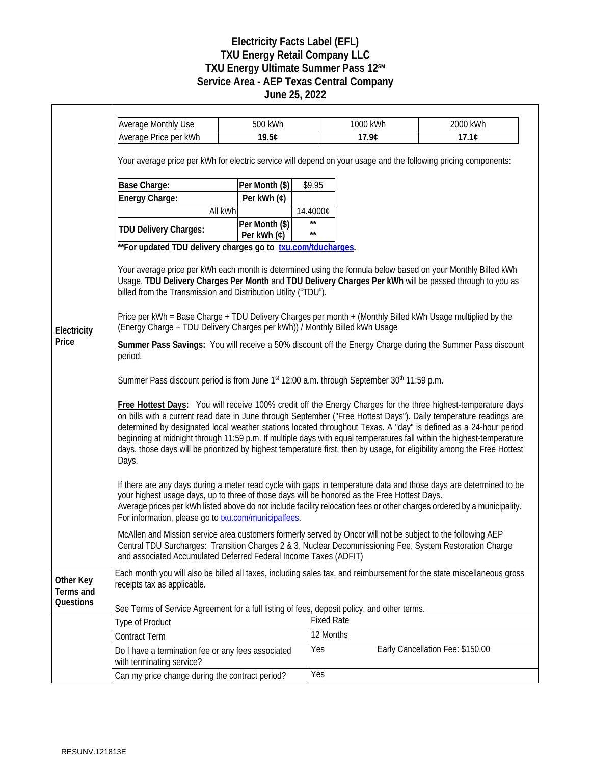# Electricity Facts Label (EFL)
# TXU Energy Retail Company LLC
# TXU Energy Ultimate Summer Pass 12℠
# Service Area - AEP Texas Central Company
# June 25, 2022

## Electricity Price

| Average Monthly Use | 500 kWh | 1000 kWh | 2000 kWh |
|---|---|---|---|
| Average Price per kWh | **19.5¢** | **17.9¢** | **17.1¢** |

Your average price per kWh for electric service will depend on your usage and the following pricing components:

| | | |
|---|---|---|
| **Base Charge:** | **Per Month ($)** | $9.95 |
| **Energy Charge:** | **Per kWh (¢)** | |
| All kWh | | 14.4000¢ |
| **TDU Delivery Charges:** | **Per Month ($)** | ** |
| | **Per kWh (¢)** | ** |

****For updated TDU delivery charges go to [txu.com/tducharges](txu.com/tducharges).**

Your average price per kWh each month is determined using the formula below based on your Monthly Billed kWh Usage. **TDU Delivery Charges Per Month** and **TDU Delivery Charges Per kWh** will be passed through to you as billed from the Transmission and Distribution Utility ("TDU").

Price per kWh = Base Charge + TDU Delivery Charges per month + (Monthly Billed kWh Usage multiplied by the (Energy Charge + TDU Delivery Charges per kWh)) / Monthly Billed kWh Usage

**Summer Pass Savings:** You will receive a 50% discount off the Energy Charge during the Summer Pass discount period.

Summer Pass discount period is from June 1st 12:00 a.m. through September 30th 11:59 p.m.

**Free Hottest Days:** You will receive 100% credit off the Energy Charges for the three highest-temperature days on bills with a current read date in June through September ("Free Hottest Days"). Daily temperature readings are determined by designated local weather stations located throughout Texas. A "day" is defined as a 24-hour period beginning at midnight through 11:59 p.m. If multiple days with equal temperatures fall within the highest-temperature days, those days will be prioritized by highest temperature first, then by usage, for eligibility among the Free Hottest Days.

If there are any days during a meter read cycle with gaps in temperature data and those days are determined to be your highest usage days, up to three of those days will be honored as the Free Hottest Days.
Average prices per kWh listed above do not include facility relocation fees or other charges ordered by a municipality. For information, please go to [txu.com/municipalfees](txu.com/municipalfees).

McAllen and Mission service area customers formerly served by Oncor will not be subject to the following AEP Central TDU Surcharges: Transition Charges 2 & 3, Nuclear Decommissioning Fee, System Restoration Charge and associated Accumulated Deferred Federal Income Taxes (ADFIT)

## Other Key Terms and Questions

Each month you will also be billed all taxes, including sales tax, and reimbursement for the state miscellaneous gross receipts tax as applicable.

See Terms of Service Agreement for a full listing of fees, deposit policy, and other terms.

| | |
|---|---|
| Type of Product | Fixed Rate |
| Contract Term | 12 Months |
| Do I have a termination fee or any fees associated with terminating service? | Yes — Early Cancellation Fee: $150.00 |
| Can my price change during the contract period? | Yes |

RESUNV.121813E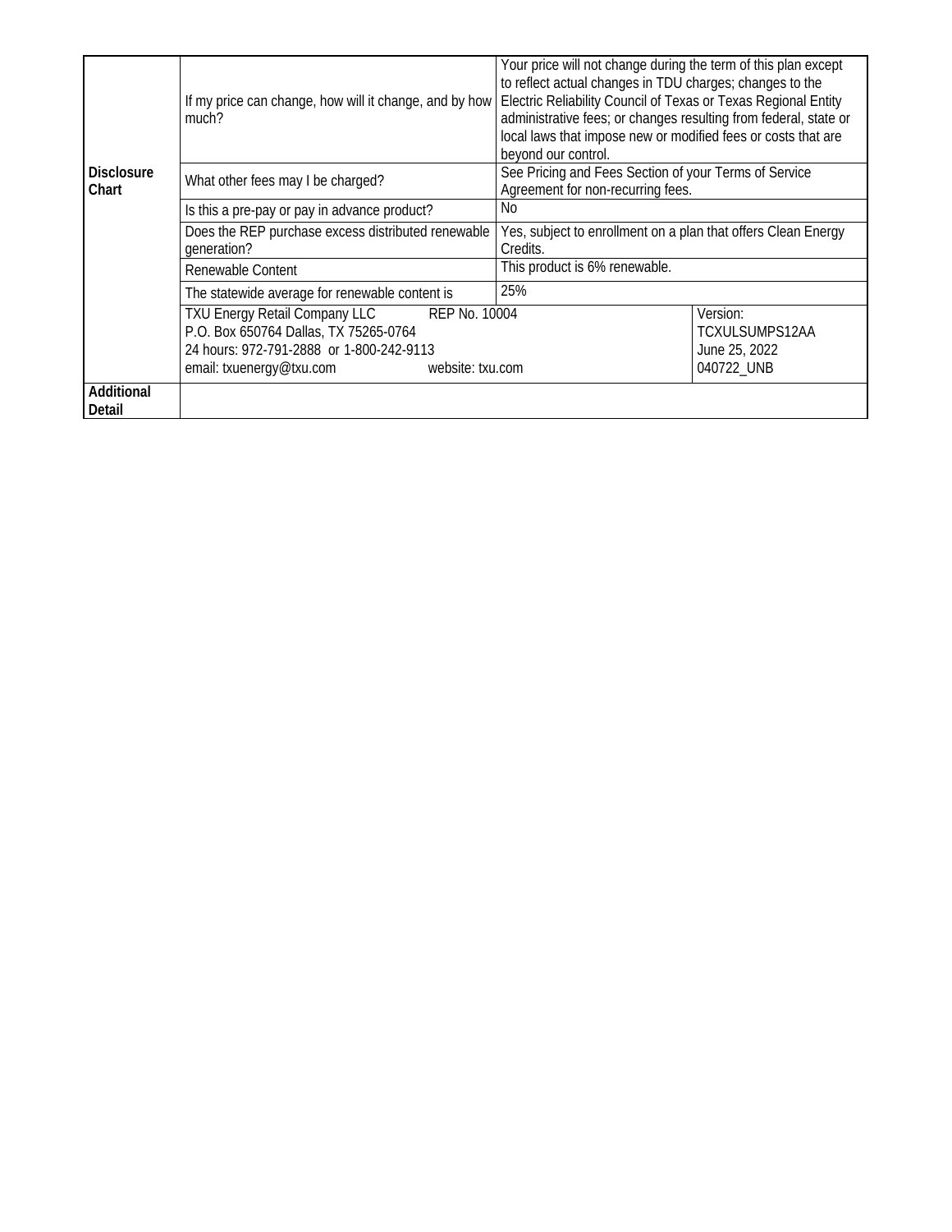| | | | |
|---|---|---|---|
| Disclosure Chart | If my price can change, how will it change, and by how much? | Your price will not change during the term of this plan except to reflect actual changes in TDU charges; changes to the Electric Reliability Council of Texas or Texas Regional Entity administrative fees; or changes resulting from federal, state or local laws that impose new or modified fees or costs that are beyond our control. | |
| | What other fees may I be charged? | See Pricing and Fees Section of your Terms of Service Agreement for non-recurring fees. | |
| | Is this a pre-pay or pay in advance product? | No | |
| | Does the REP purchase excess distributed renewable generation? | Yes, subject to enrollment on a plan that offers Clean Energy Credits. | |
| | Renewable Content | This product is 6% renewable. | |
| | The statewide average for renewable content is | 25% | |
| | TXU Energy Retail Company LLC REP No. 10004<br>P.O. Box 650764 Dallas, TX 75265-0764<br>24 hours: 972-791-2888 or 1-800-242-9113<br>email: txuenergy@txu.com website: txu.com | | Version:<br>TCXULSUMPS12AA<br>June 25, 2022<br>040722_UNB |
| Additional Detail | | | |